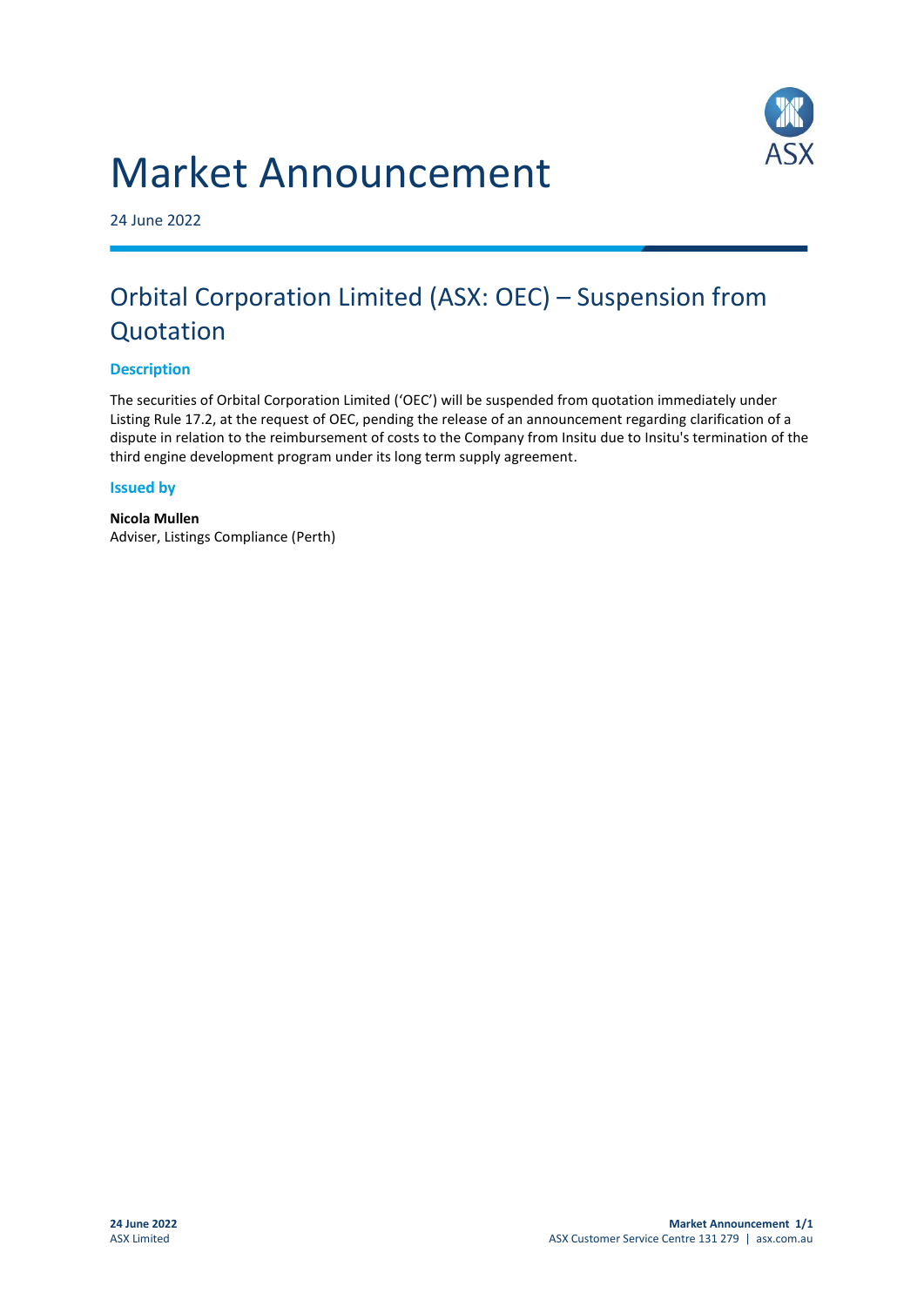# Market Announcement

24 June 2022

## Orbital Corporation Limited (ASX: OEC) – Suspension from Quotation

### Description

The securities of Orbital Corporation Limited ('OEC') will be suspended from quotation immediately under Listing Rule 17.2, at the request of OEC, pending the release of an announcement regarding clarification of a dispute in relation to the reimbursement of costs to the Company from Insitu due to Insitu's termination of the third engine development program under its long term supply agreement.

### Issued by

**Nicola Mullen**
Adviser, Listings Compliance (Perth)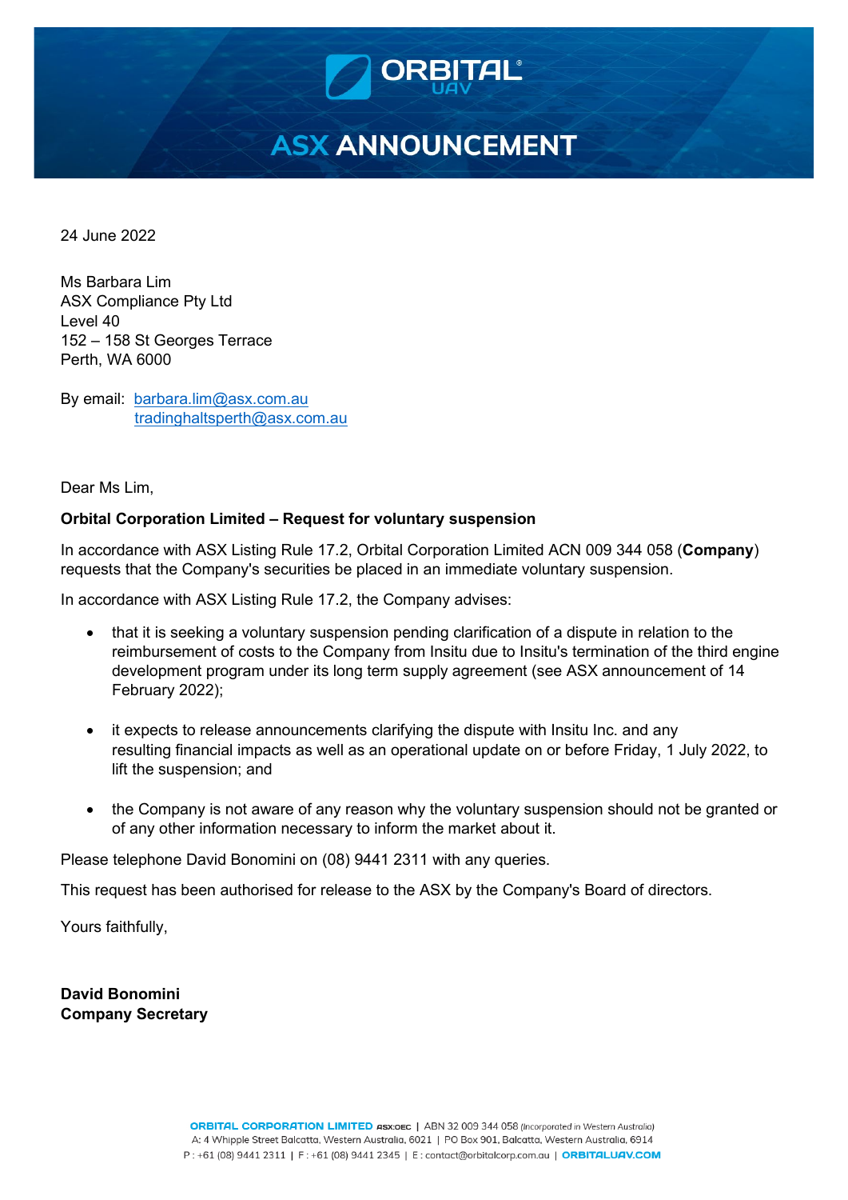# ASX ANNOUNCEMENT

24 June 2022

Ms Barbara Lim
ASX Compliance Pty Ltd
Level 40
152 – 158 St Georges Terrace
Perth, WA 6000

By email: barbara.lim@asx.com.au
tradinghaltsperth@asx.com.au

Dear Ms Lim,

**Orbital Corporation Limited – Request for voluntary suspension**

In accordance with ASX Listing Rule 17.2, Orbital Corporation Limited ACN 009 344 058 (**Company**) requests that the Company's securities be placed in an immediate voluntary suspension.

In accordance with ASX Listing Rule 17.2, the Company advises:

- that it is seeking a voluntary suspension pending clarification of a dispute in relation to the reimbursement of costs to the Company from Insitu due to Insitu's termination of the third engine development program under its long term supply agreement (see ASX announcement of 14 February 2022);
- it expects to release announcements clarifying the dispute with Insitu Inc. and any resulting financial impacts as well as an operational update on or before Friday, 1 July 2022, to lift the suspension; and
- the Company is not aware of any reason why the voluntary suspension should not be granted or of any other information necessary to inform the market about it.

Please telephone David Bonomini on (08) 9441 2311 with any queries.

This request has been authorised for release to the ASX by the Company's Board of directors.

Yours faithfully,

**David Bonomini**
**Company Secretary**

**ORBITAL CORPORATION LIMITED** ASX:OEC | ABN 32 009 344 058 *(Incorporated in Western Australia)*
A: 4 Whipple Street Balcatta, Western Australia, 6021 | PO Box 901, Balcatta, Western Australia, 6914
P : +61 (08) 9441 2311 | F : +61 (08) 9441 2345 | E : contact@orbitalcorp.com.au | ORBITALUAV.COM